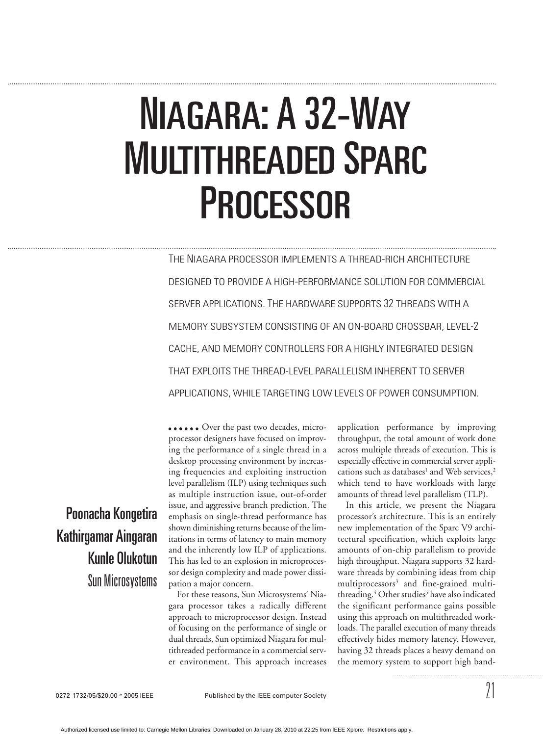# NIAGARA: A 32-WAY MULTITHREADED SPARC PROCESSOR

THE NIAGARA PROCESSOR IMPLEMENTS A THREAD-RICH ARCHITECTURE DESIGNED TO PROVIDE A HIGH-PERFORMANCE SOLUTION FOR COMMERCIAL SERVER APPLICATIONS. THE HARDWARE SUPPORTS 32 THREADS WITH A MEMORY SUBSYSTEM CONSISTING OF AN ON-BOARD CROSSBAR, LEVEL-2 CACHE, AND MEMORY CONTROLLERS FOR A HIGHLY INTEGRATED DESIGN THAT EXPLOITS THE THREAD-LEVEL PARALLELISM INHERENT TO SERVER APPLICATIONS, WHILE TARGETING LOW LEVELS OF POWER CONSUMPTION.

**Poonacha Kongetira**
**Kathirgamar Aingaran**
**Kunle Olukotun**
Sun Microsystems

Over the past two decades, microprocessor designers have focused on improving the performance of a single thread in a desktop processing environment by increasing frequencies and exploiting instruction level parallelism (ILP) using techniques such as multiple instruction issue, out-of-order issue, and aggressive branch prediction. The emphasis on single-thread performance has shown diminishing returns because of the limitations in terms of latency to main memory and the inherently low ILP of applications. This has led to an explosion in microprocessor design complexity and made power dissipation a major concern.

For these reasons, Sun Microsystems' Niagara processor takes a radically different approach to microprocessor design. Instead of focusing on the performance of single or dual threads, Sun optimized Niagara for multithreaded performance in a commercial server environment. This approach increases application performance by improving throughput, the total amount of work done across multiple threads of execution. This is especially effective in commercial server applications such as databases[1] and Web services,[2] which tend to have workloads with large amounts of thread level parallelism (TLP).

In this article, we present the Niagara processor's architecture. This is an entirely new implementation of the Sparc V9 architectural specification, which exploits large amounts of on-chip parallelism to provide high throughput. Niagara supports 32 hardware threads by combining ideas from chip multiprocessors[3] and fine-grained multithreading.[4] Other studies[5] have also indicated the significant performance gains possible using this approach on multithreaded workloads. The parallel execution of many threads effectively hides memory latency. However, having 32 threads places a heavy demand on the memory system to support high band-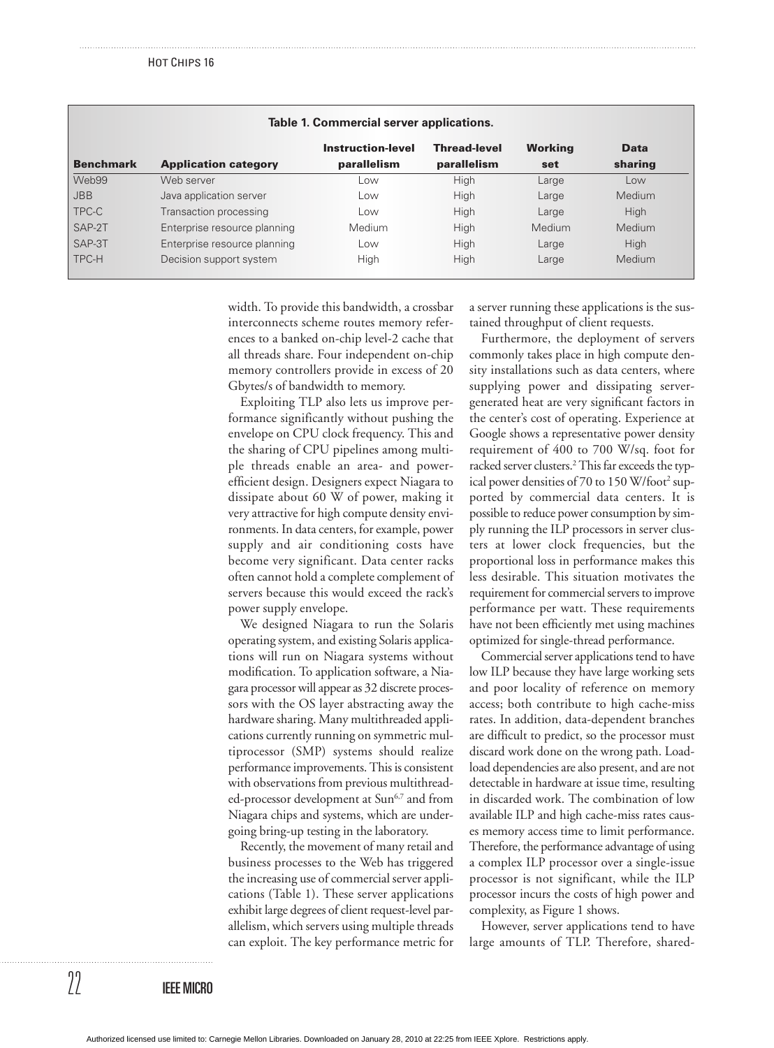**Table 1. Commercial server applications.**

| Benchmark | Application category | Instruction-level parallelism | Thread-level parallelism | Working set | Data sharing |
|---|---|---|---|---|---|
| Web99 | Web server | Low | High | Large | Low |
| JBB | Java application server | Low | High | Large | Medium |
| TPC-C | Transaction processing | Low | High | Large | High |
| SAP-2T | Enterprise resource planning | Medium | High | Medium | Medium |
| SAP-3T | Enterprise resource planning | Low | High | Large | High |
| TPC-H | Decision support system | High | High | Large | Medium |

width. To provide this bandwidth, a crossbar interconnects scheme routes memory references to a banked on-chip level-2 cache that all threads share. Four independent on-chip memory controllers provide in excess of 20 Gbytes/s of bandwidth to memory.

Exploiting TLP also lets us improve performance significantly without pushing the envelope on CPU clock frequency. This and the sharing of CPU pipelines among multiple threads enable an area- and power-efficient design. Designers expect Niagara to dissipate about 60 W of power, making it very attractive for high compute density environments. In data centers, for example, power supply and air conditioning costs have become very significant. Data center racks often cannot hold a complete complement of servers because this would exceed the rack's power supply envelope.

We designed Niagara to run the Solaris operating system, and existing Solaris applications will run on Niagara systems without modification. To application software, a Niagara processor will appear as 32 discrete processors with the OS layer abstracting away the hardware sharing. Many multithreaded applications currently running on symmetric multiprocessor (SMP) systems should realize performance improvements. This is consistent with observations from previous multithreaded-processor development at Sun[6,7] and from Niagara chips and systems, which are undergoing bring-up testing in the laboratory.

Recently, the movement of many retail and business processes to the Web has triggered the increasing use of commercial server applications (Table 1). These server applications exhibit large degrees of client request-level parallelism, which servers using multiple threads can exploit. The key performance metric for a server running these applications is the sustained throughput of client requests.

Furthermore, the deployment of servers commonly takes place in high compute density installations such as data centers, where supplying power and dissipating server-generated heat are very significant factors in the center's cost of operating. Experience at Google shows a representative power density requirement of 400 to 700 W/sq. foot for racked server clusters.[2] This far exceeds the typical power densities of 70 to 150 W/foot$^2$ supported by commercial data centers. It is possible to reduce power consumption by simply running the ILP processors in server clusters at lower clock frequencies, but the proportional loss in performance makes this less desirable. This situation motivates the requirement for commercial servers to improve performance per watt. These requirements have not been efficiently met using machines optimized for single-thread performance.

Commercial server applications tend to have low ILP because they have large working sets and poor locality of reference on memory access; both contribute to high cache-miss rates. In addition, data-dependent branches are difficult to predict, so the processor must discard work done on the wrong path. Load-load dependencies are also present, and are not detectable in hardware at issue time, resulting in discarded work. The combination of low available ILP and high cache-miss rates causes memory access time to limit performance. Therefore, the performance advantage of using a complex ILP processor over a single-issue processor is not significant, while the ILP processor incurs the costs of high power and complexity, as Figure 1 shows.

However, server applications tend to have large amounts of TLP. Therefore, shared-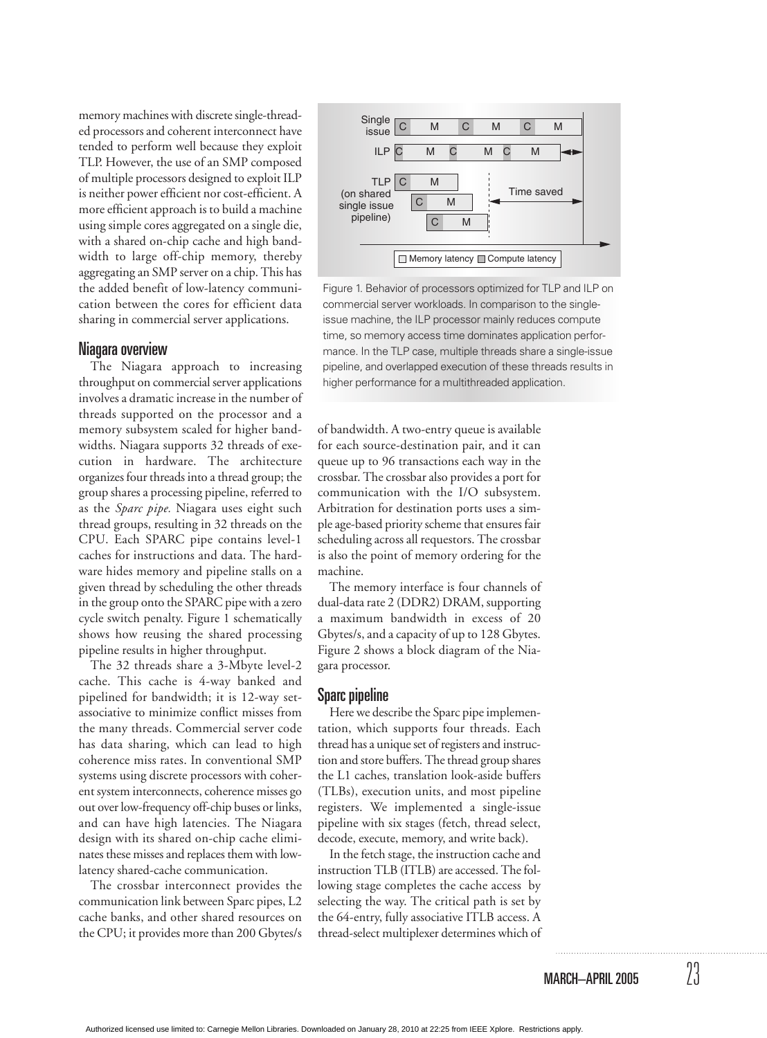memory machines with discrete single-threaded processors and coherent interconnect have tended to perform well because they exploit TLP. However, the use of an SMP composed of multiple processors designed to exploit ILP is neither power efficient nor cost-efficient. A more efficient approach is to build a machine using simple cores aggregated on a single die, with a shared on-chip cache and high bandwidth to large off-chip memory, thereby aggregating an SMP server on a chip. This has the added benefit of low-latency communication between the cores for efficient data sharing in commercial server applications.

## Niagara overview

The Niagara approach to increasing throughput on commercial server applications involves a dramatic increase in the number of threads supported on the processor and a memory subsystem scaled for higher bandwidths. Niagara supports 32 threads of execution in hardware. The architecture organizes four threads into a thread group; the group shares a processing pipeline, referred to as the *Sparc pipe.* Niagara uses eight such thread groups, resulting in 32 threads on the CPU. Each SPARC pipe contains level-1 caches for instructions and data. The hardware hides memory and pipeline stalls on a given thread by scheduling the other threads in the group onto the SPARC pipe with a zero cycle switch penalty. Figure 1 schematically shows how reusing the shared processing pipeline results in higher throughput.

Figure 1. Behavior of processors optimized for TLP and ILP on commercial server workloads. In comparison to the single-issue machine, the ILP processor mainly reduces compute time, so memory access time dominates application performance. In the TLP case, multiple threads share a single-issue pipeline, and overlapped execution of these threads results in higher performance for a multithreaded application.

The 32 threads share a 3-Mbyte level-2 cache. This cache is 4-way banked and pipelined for bandwidth; it is 12-way set-associative to minimize conflict misses from the many threads. Commercial server code has data sharing, which can lead to high coherence miss rates. In conventional SMP systems using discrete processors with coherent system interconnects, coherence misses go out over low-frequency off-chip buses or links, and can have high latencies. The Niagara design with its shared on-chip cache eliminates these misses and replaces them with low-latency shared-cache communication.

The crossbar interconnect provides the communication link between Sparc pipes, L2 cache banks, and other shared resources on the CPU; it provides more than 200 Gbytes/s of bandwidth. A two-entry queue is available for each source-destination pair, and it can queue up to 96 transactions each way in the crossbar. The crossbar also provides a port for communication with the I/O subsystem. Arbitration for destination ports uses a simple age-based priority scheme that ensures fair scheduling across all requestors. The crossbar is also the point of memory ordering for the machine.

The memory interface is four channels of dual-data rate 2 (DDR2) DRAM, supporting a maximum bandwidth in excess of 20 Gbytes/s, and a capacity of up to 128 Gbytes. Figure 2 shows a block diagram of the Niagara processor.

## Sparc pipeline

Here we describe the Sparc pipe implementation, which supports four threads. Each thread has a unique set of registers and instruction and store buffers. The thread group shares the L1 caches, translation look-aside buffers (TLBs), execution units, and most pipeline registers. We implemented a single-issue pipeline with six stages (fetch, thread select, decode, execute, memory, and write back).

In the fetch stage, the instruction cache and instruction TLB (ITLB) are accessed. The following stage completes the cache access by selecting the way. The critical path is set by the 64-entry, fully associative ITLB access. A thread-select multiplexer determines which of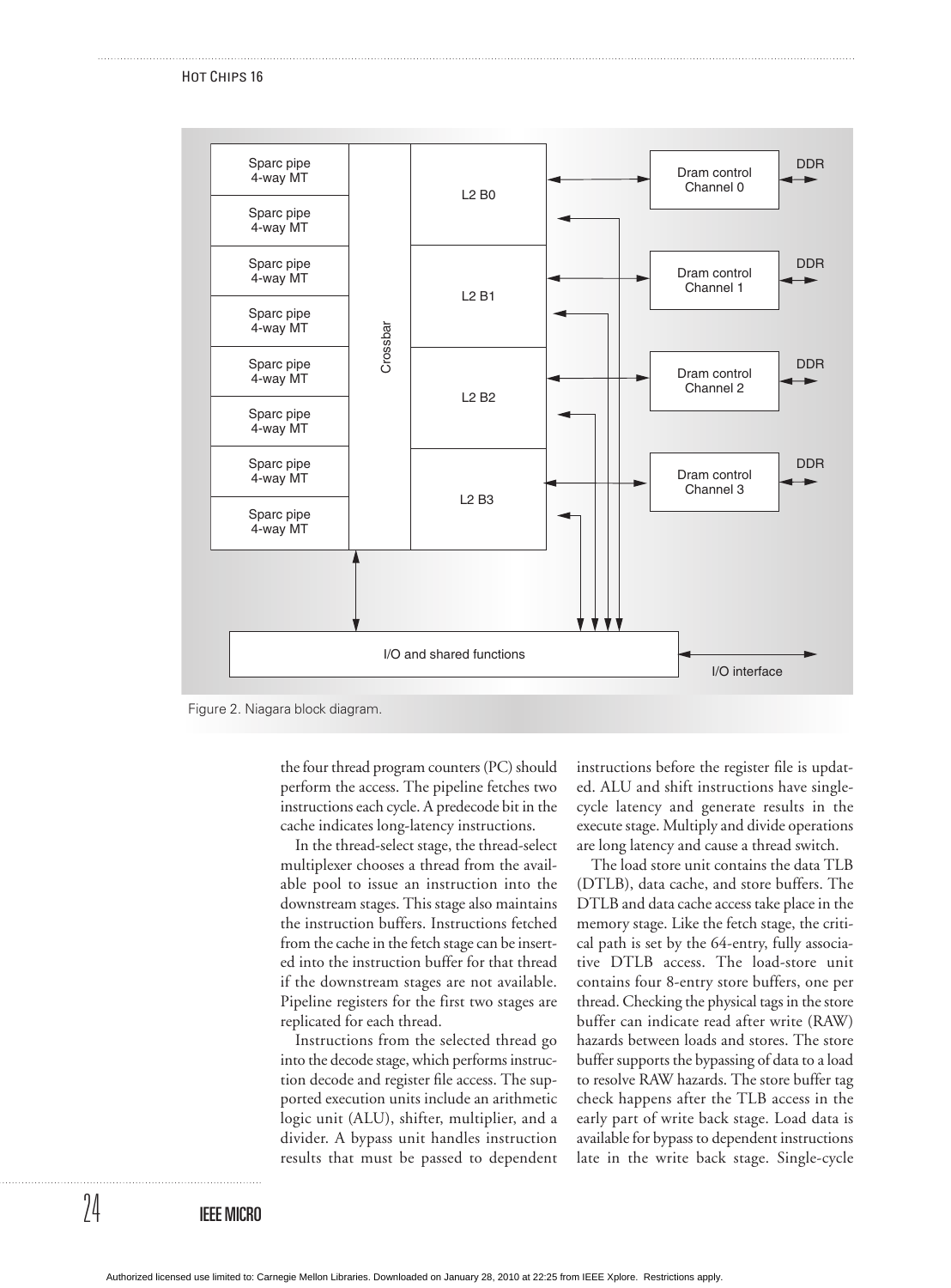Figure 2. Niagara block diagram.

the four thread program counters (PC) should perform the access. The pipeline fetches two instructions each cycle. A predecode bit in the cache indicates long-latency instructions.

In the thread-select stage, the thread-select multiplexer chooses a thread from the available pool to issue an instruction into the downstream stages. This stage also maintains the instruction buffers. Instructions fetched from the cache in the fetch stage can be inserted into the instruction buffer for that thread if the downstream stages are not available. Pipeline registers for the first two stages are replicated for each thread.

Instructions from the selected thread go into the decode stage, which performs instruction decode and register file access. The supported execution units include an arithmetic logic unit (ALU), shifter, multiplier, and a divider. A bypass unit handles instruction results that must be passed to dependent instructions before the register file is updated. ALU and shift instructions have single-cycle latency and generate results in the execute stage. Multiply and divide operations are long latency and cause a thread switch.

The load store unit contains the data TLB (DTLB), data cache, and store buffers. The DTLB and data cache access take place in the memory stage. Like the fetch stage, the critical path is set by the 64-entry, fully associative DTLB access. The load-store unit contains four 8-entry store buffers, one per thread. Checking the physical tags in the store buffer can indicate read after write (RAW) hazards between loads and stores. The store buffer supports the bypassing of data to a load to resolve RAW hazards. The store buffer tag check happens after the TLB access in the early part of write back stage. Load data is available for bypass to dependent instructions late in the write back stage. Single-cycle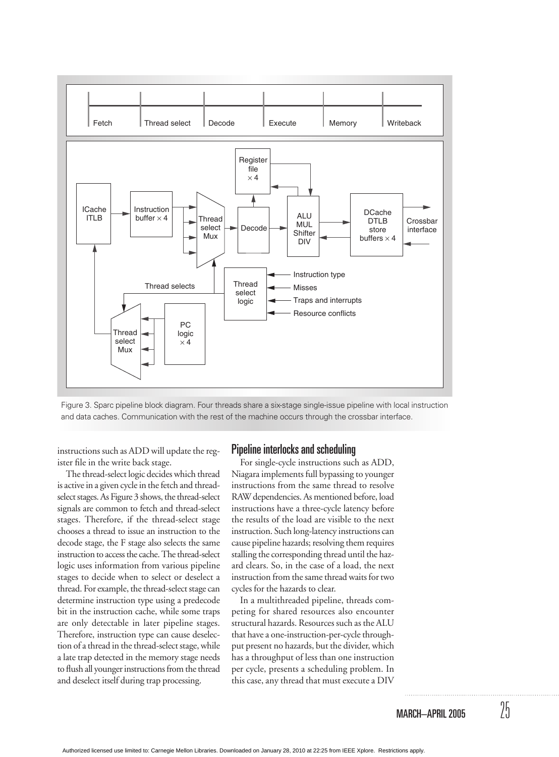Fetch

Thread select

Decode

Execute

Memory

Writeback

Register file × 4

ICache ITLB

Instruction buffer × 4

Thread select Mux

Decode

ALU MUL Shifter DIV

DCache DTLB store buffers × 4

Crossbar interface

Thread selects

Thread select logic

Instruction type

Misses

Traps and interrupts

Resource conflicts

Thread select Mux

PC logic × 4

Figure 3. Sparc pipeline block diagram. Four threads share a six-stage single-issue pipeline with local instruction and data caches. Communication with the rest of the machine occurs through the crossbar interface.

instructions such as ADD will update the register file in the write back stage.

The thread-select logic decides which thread is active in a given cycle in the fetch and thread-select stages. As Figure 3 shows, the thread-select signals are common to fetch and thread-select stages. Therefore, if the thread-select stage chooses a thread to issue an instruction to the decode stage, the F stage also selects the same instruction to access the cache. The thread-select logic uses information from various pipeline stages to decide when to select or deselect a thread. For example, the thread-select stage can determine instruction type using a predecode bit in the instruction cache, while some traps are only detectable in later pipeline stages. Therefore, instruction type can cause deselection of a thread in the thread-select stage, while a late trap detected in the memory stage needs to flush all younger instructions from the thread and deselect itself during trap processing.

## Pipeline interlocks and scheduling

For single-cycle instructions such as ADD, Niagara implements full bypassing to younger instructions from the same thread to resolve RAW dependencies. As mentioned before, load instructions have a three-cycle latency before the results of the load are visible to the next instruction. Such long-latency instructions can cause pipeline hazards; resolving them requires stalling the corresponding thread until the hazard clears. So, in the case of a load, the next instruction from the same thread waits for two cycles for the hazards to clear.

In a multithreaded pipeline, threads competing for shared resources also encounter structural hazards. Resources such as the ALU that have a one-instruction-per-cycle throughput present no hazards, but the divider, which has a throughput of less than one instruction per cycle, presents a scheduling problem. In this case, any thread that must execute a DIV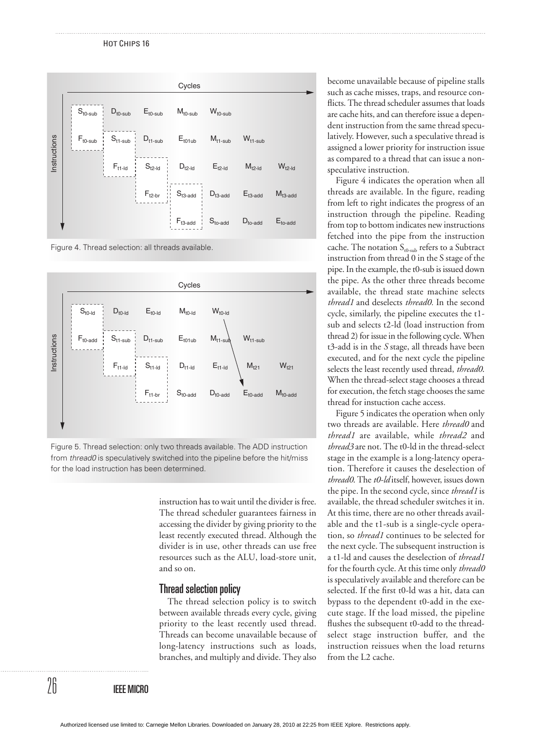Figure 4. Thread selection: all threads available.

Figure 5. Thread selection: only two threads available. The ADD instruction from *thread0* is speculatively switched into the pipeline before the hit/miss for the load instruction has been determined.

instruction has to wait until the divider is free. The thread scheduler guarantees fairness in accessing the divider by giving priority to the least recently executed thread. Although the divider is in use, other threads can use free resources such as the ALU, load-store unit, and so on.

## Thread selection policy

The thread selection policy is to switch between available threads every cycle, giving priority to the least recently used thread. Threads can become unavailable because of long-latency instructions such as loads, branches, and multiply and divide. They also become unavailable because of pipeline stalls such as cache misses, traps, and resource conflicts. The thread scheduler assumes that loads are cache hits, and can therefore issue a dependent instruction from the same thread speculatively. However, such a speculative thread is assigned a lower priority for instruction issue as compared to a thread that can issue a nonspeculative instruction.

Figure 4 indicates the operation when all threads are available. In the figure, reading from left to right indicates the progress of an instruction through the pipeline. Reading from top to bottom indicates new instructions fetched into the pipe from the instruction cache. The notation $S_{t0\text{-}sub}$ refers to a Subtract instruction from thread 0 in the S stage of the pipe. In the example, the t0-sub is issued down the pipe. As the other three threads become available, the thread state machine selects *thread1* and deselects *thread0.* In the second cycle, similarly, the pipeline executes the t1-sub and selects t2-ld (load instruction from thread 2) for issue in the following cycle. When t3-add is in the *S* stage, all threads have been executed, and for the next cycle the pipeline selects the least recently used thread, *thread0.* When the thread-select stage chooses a thread for execution, the fetch stage chooses the same thread for instuction cache access.

Figure 5 indicates the operation when only two threads are available. Here *thread0* and *thread1* are available, while *thread2* and *thread3* are not. The t0-ld in the thread-select stage in the example is a long-latency operation. Therefore it causes the deselection of *thread0.* The *t0-ld* itself, however, issues down the pipe. In the second cycle, since *thread1* is available, the thread scheduler switches it in. At this time, there are no other threads available and the t1-sub is a single-cycle operation, so *thread1* continues to be selected for the next cycle. The subsequent instruction is a t1-ld and causes the deselection of *thread1* for the fourth cycle. At this time only *thread0* is speculatively available and therefore can be selected. If the first t0-ld was a hit, data can bypass to the dependent t0-add in the execute stage. If the load missed, the pipeline flushes the subsequent t0-add to the thread-select stage instruction buffer, and the instruction reissues when the load returns from the L2 cache.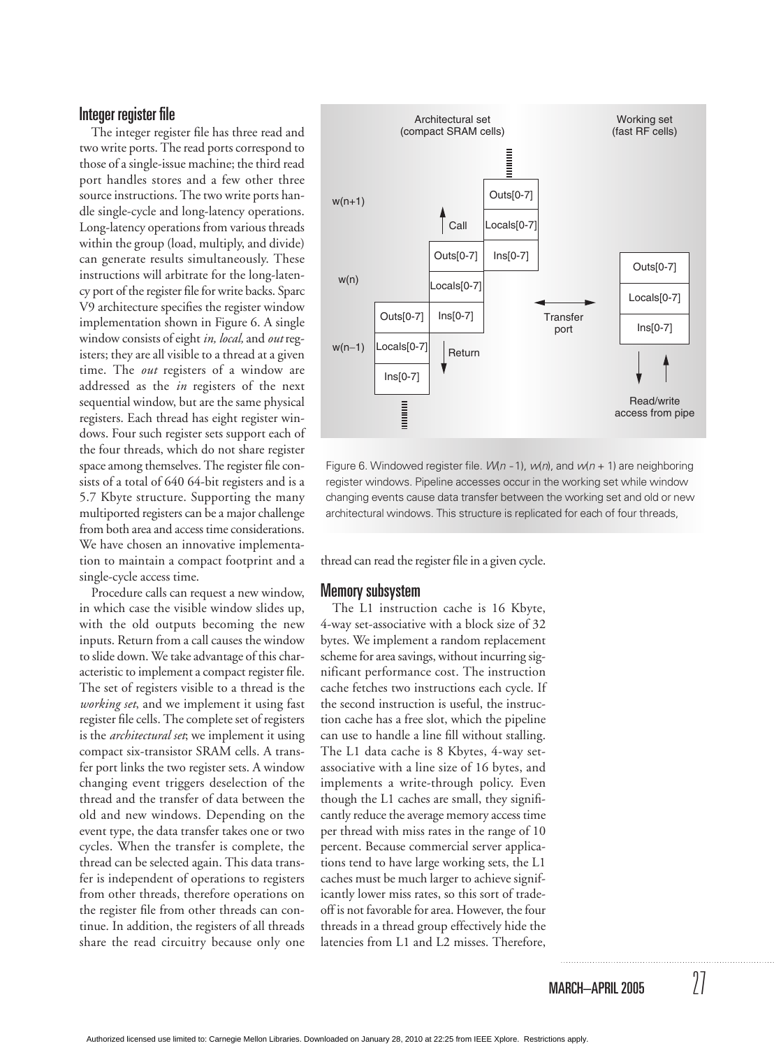## Integer register file

The integer register file has three read and two write ports. The read ports correspond to those of a single-issue machine; the third read port handles stores and a few other three source instructions. The two write ports handle single-cycle and long-latency operations. Long-latency operations from various threads within the group (load, multiply, and divide) can generate results simultaneously. These instructions will arbitrate for the long-latency port of the register file for write backs. Sparc V9 architecture specifies the register window implementation shown in Figure 6. A single window consists of eight *in, local,* and *out* registers; they are all visible to a thread at a given time. The *out* registers of a window are addressed as the *in* registers of the next sequential window, but are the same physical registers. Each thread has eight register windows. Four such register sets support each of the four threads, which do not share register space among themselves. The register file consists of a total of 640 64-bit registers and is a 5.7 Kbyte structure. Supporting the many multiported registers can be a major challenge from both area and access time considerations. We have chosen an innovative implementation to maintain a compact footprint and a single-cycle access time.

Procedure calls can request a new window, in which case the visible window slides up, with the old outputs becoming the new inputs. Return from a call causes the window to slide down. We take advantage of this characteristic to implement a compact register file. The set of registers visible to a thread is the *working set*, and we implement it using fast register file cells. The complete set of registers is the *architectural set*; we implement it using compact six-transistor SRAM cells. A transfer port links the two register sets. A window changing event triggers deselection of the thread and the transfer of data between the old and new windows. Depending on the event type, the data transfer takes one or two cycles. When the transfer is complete, the thread can be selected again. This data transfer is independent of operations to registers from other threads, therefore operations on the register file from other threads can continue. In addition, the registers of all threads share the read circuitry because only one thread can read the register file in a given cycle.

Architectural set (compact SRAM cells)

Working set (fast RF cells)

w(n+1)

w(n)

w(n−1)

Outs[0-7]

Locals[0-7]

Ins[0-7]

Call

Return

Transfer port

Read/write access from pipe

Figure 6. Windowed register file. $W(n-1)$, $w(n)$, and $w(n+1)$ are neighboring register windows. Pipeline accesses occur in the working set while window changing events cause data transfer between the working set and old or new architectural windows. This structure is replicated for each of four threads.

## Memory subsystem

The L1 instruction cache is 16 Kbyte, 4-way set-associative with a block size of 32 bytes. We implement a random replacement scheme for area savings, without incurring significant performance cost. The instruction cache fetches two instructions each cycle. If the second instruction is useful, the instruction cache has a free slot, which the pipeline can use to handle a line fill without stalling. The L1 data cache is 8 Kbytes, 4-way set-associative with a line size of 16 bytes, and implements a write-through policy. Even though the L1 caches are small, they significantly reduce the average memory access time per thread with miss rates in the range of 10 percent. Because commercial server applications tend to have large working sets, the L1 caches must be much larger to achieve significantly lower miss rates, so this sort of tradeoff is not favorable for area. However, the four threads in a thread group effectively hide the latencies from L1 and L2 misses. Therefore,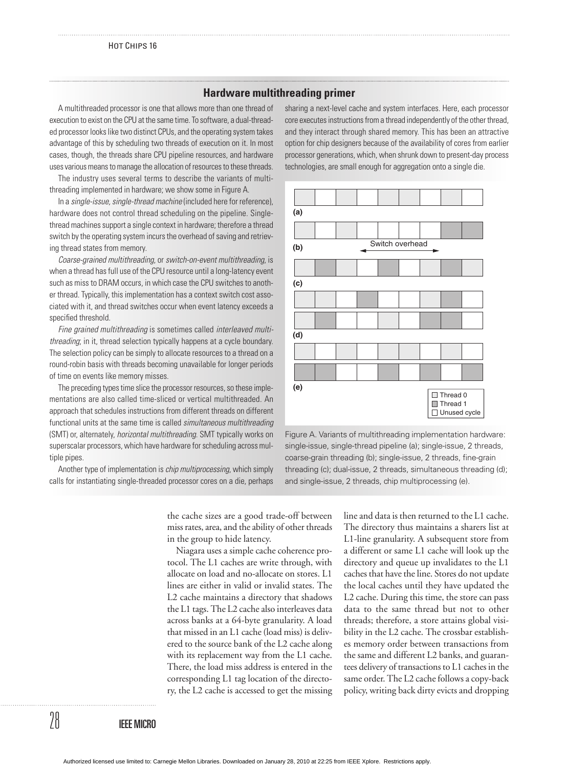## Hardware multithreading primer

A multithreaded processor is one that allows more than one thread of execution to exist on the CPU at the same time. To software, a dual-threaded processor looks like two distinct CPUs, and the operating system takes advantage of this by scheduling two threads of execution on it. In most cases, though, the threads share CPU pipeline resources, and hardware uses various means to manage the allocation of resources to these threads.

The industry uses several terms to describe the variants of multithreading implemented in hardware; we show some in Figure A.

In a *single-issue, single-thread machine* (included here for reference), hardware does not control thread scheduling on the pipeline. Single-thread machines support a single context in hardware; therefore a thread switch by the operating system incurs the overhead of saving and retrieving thread states from memory.

*Coarse-grained multithreading*, or *switch-on-event multithreading*, is when a thread has full use of the CPU resource until a long-latency event such as miss to DRAM occurs, in which case the CPU switches to another thread. Typically, this implementation has a context switch cost associated with it, and thread switches occur when event latency exceeds a specified threshold.

*Fine grained multithreading* is sometimes called *interleaved multithreading*; in it, thread selection typically happens at a cycle boundary. The selection policy can be simply to allocate resources to a thread on a round-robin basis with threads becoming unavailable for longer periods of time on events like memory misses.

The preceding types time slice the processor resources, so these implementations are also called time-sliced or vertical multithreaded. An approach that schedules instructions from different threads on different functional units at the same time is called *simultaneous multithreading* (SMT) or, alternately, *horizontal multithreading*. SMT typically works on superscalar processors, which have hardware for scheduling across multiple pipes.

Another type of implementation is *chip multiprocessing*, which simply calls for instantiating single-threaded processor cores on a die, perhaps sharing a next-level cache and system interfaces. Here, each processor core executes instructions from a thread independently of the other thread, and they interact through shared memory. This has been an attractive option for chip designers because of the availability of cores from earlier processor generations, which, when shrunk down to present-day process technologies, are small enough for aggregation onto a single die.

Figure A. Variants of multithreading implementation hardware: single-issue, single-thread pipeline (a); single-issue, 2 threads, coarse-grain threading (b); single-issue, 2 threads, fine-grain threading (c); dual-issue, 2 threads, simultaneous threading (d); and single-issue, 2 threads, chip multiprocessing (e).

the cache sizes are a good trade-off between miss rates, area, and the ability of other threads in the group to hide latency.

Niagara uses a simple cache coherence protocol. The L1 caches are write through, with allocate on load and no-allocate on stores. L1 lines are either in valid or invalid states. The L2 cache maintains a directory that shadows the L1 tags. The L2 cache also interleaves data across banks at a 64-byte granularity. A load that missed in an L1 cache (load miss) is delivered to the source bank of the L2 cache along with its replacement way from the L1 cache. There, the load miss address is entered in the corresponding L1 tag location of the directory, the L2 cache is accessed to get the missing line and data is then returned to the L1 cache. The directory thus maintains a sharers list at L1-line granularity. A subsequent store from a different or same L1 cache will look up the directory and queue up invalidates to the L1 caches that have the line. Stores do not update the local caches until they have updated the L2 cache. During this time, the store can pass data to the same thread but not to other threads; therefore, a store attains global visibility in the L2 cache. The crossbar establishes memory order between transactions from the same and different L2 banks, and guarantees delivery of transactions to L1 caches in the same order. The L2 cache follows a copy-back policy, writing back dirty evicts and dropping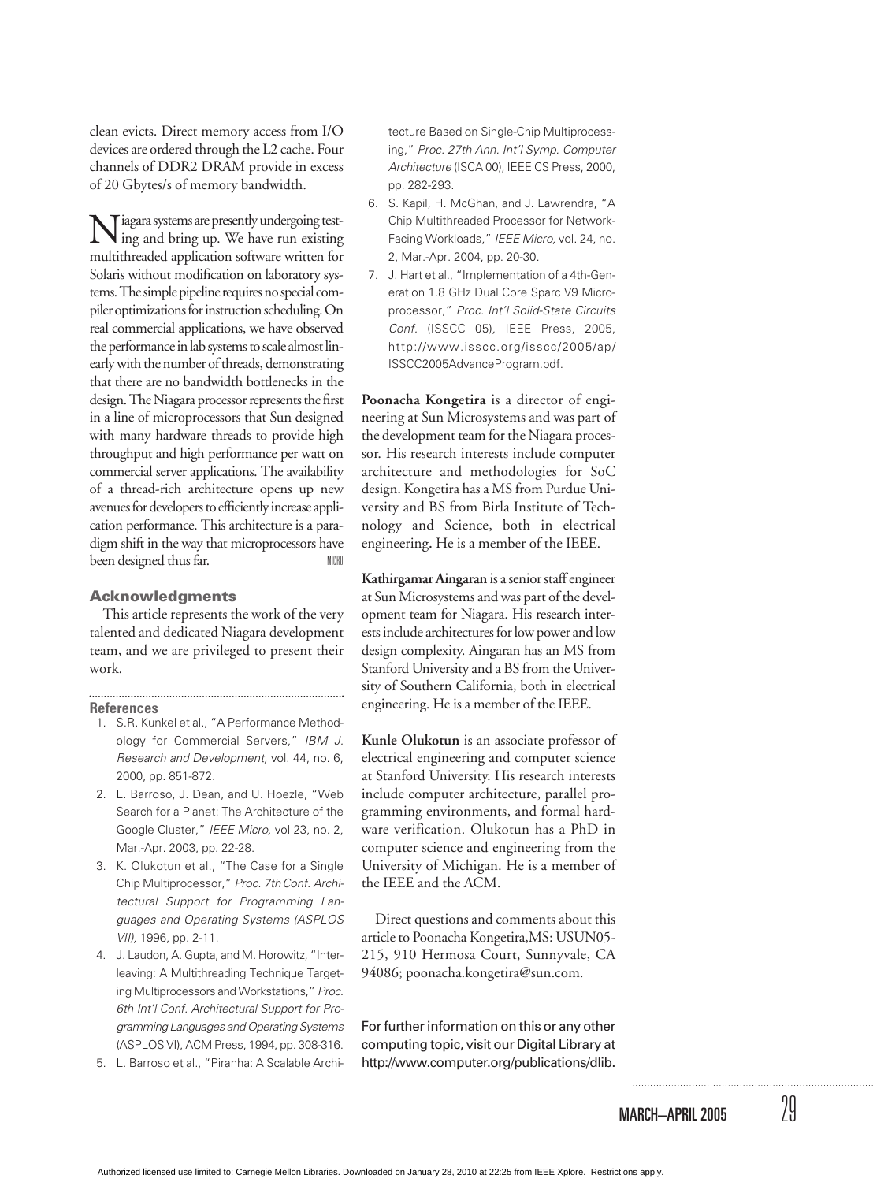clean evicts. Direct memory access from I/O devices are ordered through the L2 cache. Four channels of DDR2 DRAM provide in excess of 20 Gbytes/s of memory bandwidth.

Niagara systems are presently undergoing testing and bring up. We have run existing multithreaded application software written for Solaris without modification on laboratory systems. The simple pipeline requires no special compiler optimizations for instruction scheduling. On real commercial applications, we have observed the performance in lab systems to scale almost linearly with the number of threads, demonstrating that there are no bandwidth bottlenecks in the design. The Niagara processor represents the first in a line of microprocessors that Sun designed with many hardware threads to provide high throughput and high performance per watt on commercial server applications. The availability of a thread-rich architecture opens up new avenues for developers to efficiently increase application performance. This architecture is a paradigm shift in the way that microprocessors have been designed thus far. MICRO

## Acknowledgments

This article represents the work of the very talented and dedicated Niagara development team, and we are privileged to present their work.

## References

1. S.R. Kunkel et al., "A Performance Methodology for Commercial Servers," *IBM J. Research and Development,* vol. 44, no. 6, 2000, pp. 851-872.
2. L. Barroso, J. Dean, and U. Hoezle, "Web Search for a Planet: The Architecture of the Google Cluster," *IEEE Micro,* vol 23, no. 2, Mar.-Apr. 2003, pp. 22-28.
3. K. Olukotun et al., "The Case for a Single Chip Multiprocessor," *Proc. 7th Conf. Architectural Support for Programming Languages and Operating Systems (ASPLOS VII),* 1996, pp. 2-11.
4. J. Laudon, A. Gupta, and M. Horowitz, "Interleaving: A Multithreading Technique Targeting Multiprocessors and Workstations," *Proc. 6th Int'l Conf. Architectural Support for Programming Languages and Operating Systems* (ASPLOS VI), ACM Press, 1994, pp. 308-316.
5. L. Barroso et al., "Piranha: A Scalable Architecture Based on Single-Chip Multiprocessing," *Proc. 27th Ann. Int'l Symp. Computer Architecture* (ISCA 00), IEEE CS Press, 2000, pp. 282-293.
6. S. Kapil, H. McGhan, and J. Lawrendra, "A Chip Multithreaded Processor for Network-Facing Workloads," *IEEE Micro,* vol. 24, no. 2, Mar.-Apr. 2004, pp. 20-30.
7. J. Hart et al., "Implementation of a 4th-Generation 1.8 GHz Dual Core Sparc V9 Microprocessor," *Proc. Int'l Solid-State Circuits Conf.* (ISSCC 05), IEEE Press, 2005, http://www.isscc.org/isscc/2005/ap/ISSCC2005AdvanceProgram.pdf.

**Poonacha Kongetira** is a director of engineering at Sun Microsystems and was part of the development team for the Niagara processor. His research interests include computer architecture and methodologies for SoC design. Kongetira has a MS from Purdue University and BS from Birla Institute of Technology and Science, both in electrical engineering. He is a member of the IEEE.

**Kathirgamar Aingaran** is a senior staff engineer at Sun Microsystems and was part of the development team for Niagara. His research interests include architectures for low power and low design complexity. Aingaran has an MS from Stanford University and a BS from the University of Southern California, both in electrical engineering. He is a member of the IEEE.

**Kunle Olukotun** is an associate professor of electrical engineering and computer science at Stanford University. His research interests include computer architecture, parallel programming environments, and formal hardware verification. Olukotun has a PhD in computer science and engineering from the University of Michigan. He is a member of the IEEE and the ACM.

Direct questions and comments about this article to Poonacha Kongetira, MS: USUN05-215, 910 Hermosa Court, Sunnyvale, CA 94086; poonacha.kongetira@sun.com.

For further information on this or any other computing topic, visit our Digital Library at http://www.computer.org/publications/dlib.